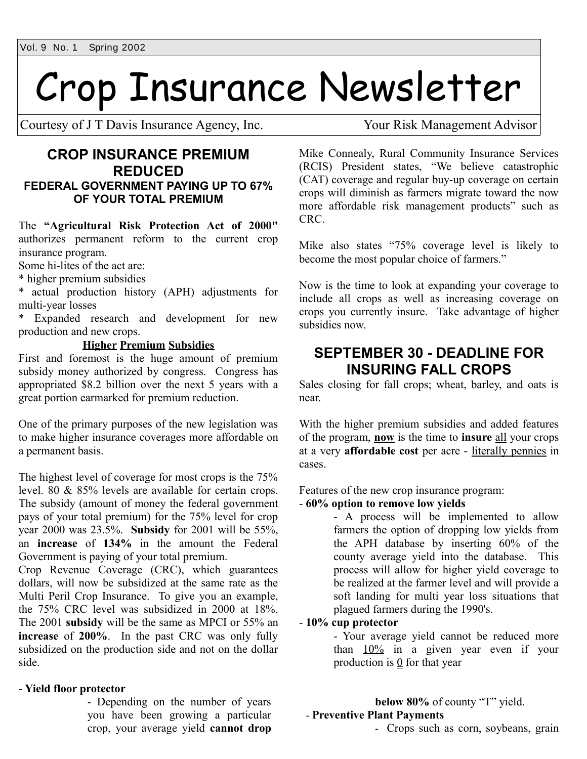# Crop Insurance Newsletter

Courtesy of J T Davis Insurance Agency, Inc. Your Risk Management Advisor

## CROP INSURANCE PREMIUM REDUCED

### FEDERAL GOVERNMENT PAYING UP TO 67% OF YOUR TOTAL PREMIUM

The **"Agricultural Risk Protection Act of 2000"** authorizes permanent reform to the current crop insurance program.

Some hi-lites of the act are:

* higher premium subsidies
* actual production history (APH) adjustments for multi-year losses
* Expanded research and development for new production and new crops.

**<u>Higher</u> <u>Premium</u> <u>Subsidies</u>**

First and foremost is the huge amount of premium subsidy money authorized by congress. Congress has appropriated $8.2 billion over the next 5 years with a great portion earmarked for premium reduction.

One of the primary purposes of the new legislation was to make higher insurance coverages more affordable on a permanent basis.

The highest level of coverage for most crops is the 75% level. 80 & 85% levels are available for certain crops. The subsidy (amount of money the federal government pays of your total premium) for the 75% level for crop year 2000 was 23.5%. **Subsidy** for 2001 will be 55%, an **increase** of **134%** in the amount the Federal Government is paying of your total premium.

Crop Revenue Coverage (CRC), which guarantees dollars, will now be subsidized at the same rate as the Multi Peril Crop Insurance. To give you an example, the 75% CRC level was subsidized in 2000 at 18%. The 2001 **subsidy** will be the same as MPCI or 55% an **increase** of **200%**. In the past CRC was only fully subsidized on the production side and not on the dollar side.

Mike Connealy, Rural Community Insurance Services (RCIS) President states, "We believe catastrophic (CAT) coverage and regular buy-up coverage on certain crops will diminish as farmers migrate toward the now more affordable risk management products" such as CRC.

Mike also states "75% coverage level is likely to become the most popular choice of farmers."

Now is the time to look at expanding your coverage to include all crops as well as increasing coverage on crops you currently insure. Take advantage of higher subsidies now.

## SEPTEMBER 30 - DEADLINE FOR INSURING FALL CROPS

Sales closing for fall crops; wheat, barley, and oats is near.

With the higher premium subsidies and added features of the program, **<u>now</u>** is the time to **insure** <u>all</u> your crops at a very **affordable cost** per acre - <u>literally pennies</u> in cases.

Features of the new crop insurance program:

- **60% option to remove low yields**
  - A process will be implemented to allow farmers the option of dropping low yields from the APH database by inserting 60% of the county average yield into the database. This process will allow for higher yield coverage to be realized at the farmer level and will provide a soft landing for multi year loss situations that plagued farmers during the 1990's.
- **10% cup protector**
  - Your average yield cannot be reduced more than <u>10%</u> in a given year even if your production is <u>0</u> for that year
- **Yield floor protector**
  - Depending on the number of years you have been growing a particular crop, your average yield **cannot drop below 80%** of county "T" yield.
- **Preventive Plant Payments**
  - Crops such as corn, soybeans, grain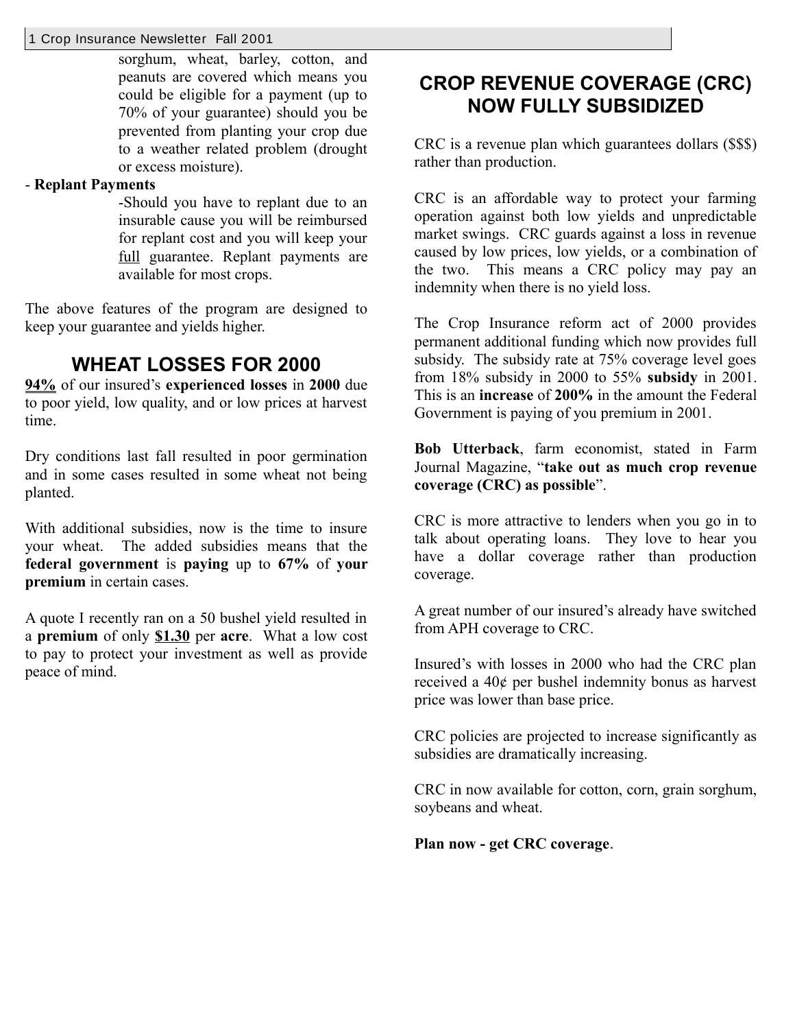sorghum, wheat, barley, cotton, and peanuts are covered which means you could be eligible for a payment (up to 70% of your guarantee) should you be prevented from planting your crop due to a weather related problem (drought or excess moisture).

- **Replant Payments**

  -Should you have to replant due to an insurable cause you will be reimbursed for replant cost and you will keep your <u>full</u> guarantee. Replant payments are available for most crops.

The above features of the program are designed to keep your guarantee and yields higher.

## WHEAT LOSSES FOR 2000

**<u>94%</u>** of our insured's **experienced losses** in **2000** due to poor yield, low quality, and or low prices at harvest time.

Dry conditions last fall resulted in poor germination and in some cases resulted in some wheat not being planted.

With additional subsidies, now is the time to insure your wheat. The added subsidies means that the **federal government** is **paying** up to **67%** of **your premium** in certain cases.

A quote I recently ran on a 50 bushel yield resulted in a **premium** of only **<u>$1.30</u>** per **acre**. What a low cost to pay to protect your investment as well as provide peace of mind.

## CROP REVENUE COVERAGE (CRC) NOW FULLY SUBSIDIZED

CRC is a revenue plan which guarantees dollars ($$$) rather than production.

CRC is an affordable way to protect your farming operation against both low yields and unpredictable market swings. CRC guards against a loss in revenue caused by low prices, low yields, or a combination of the two. This means a CRC policy may pay an indemnity when there is no yield loss.

The Crop Insurance reform act of 2000 provides permanent additional funding which now provides full subsidy. The subsidy rate at 75% coverage level goes from 18% subsidy in 2000 to 55% **subsidy** in 2001. This is an **increase** of **200%** in the amount the Federal Government is paying of you premium in 2001.

**Bob Utterback**, farm economist, stated in Farm Journal Magazine, "**take out as much crop revenue coverage (CRC) as possible**".

CRC is more attractive to lenders when you go in to talk about operating loans. They love to hear you have a dollar coverage rather than production coverage.

A great number of our insured's already have switched from APH coverage to CRC.

Insured's with losses in 2000 who had the CRC plan received a 40¢ per bushel indemnity bonus as harvest price was lower than base price.

CRC policies are projected to increase significantly as subsidies are dramatically increasing.

CRC in now available for cotton, corn, grain sorghum, soybeans and wheat.

**Plan now - get CRC coverage**.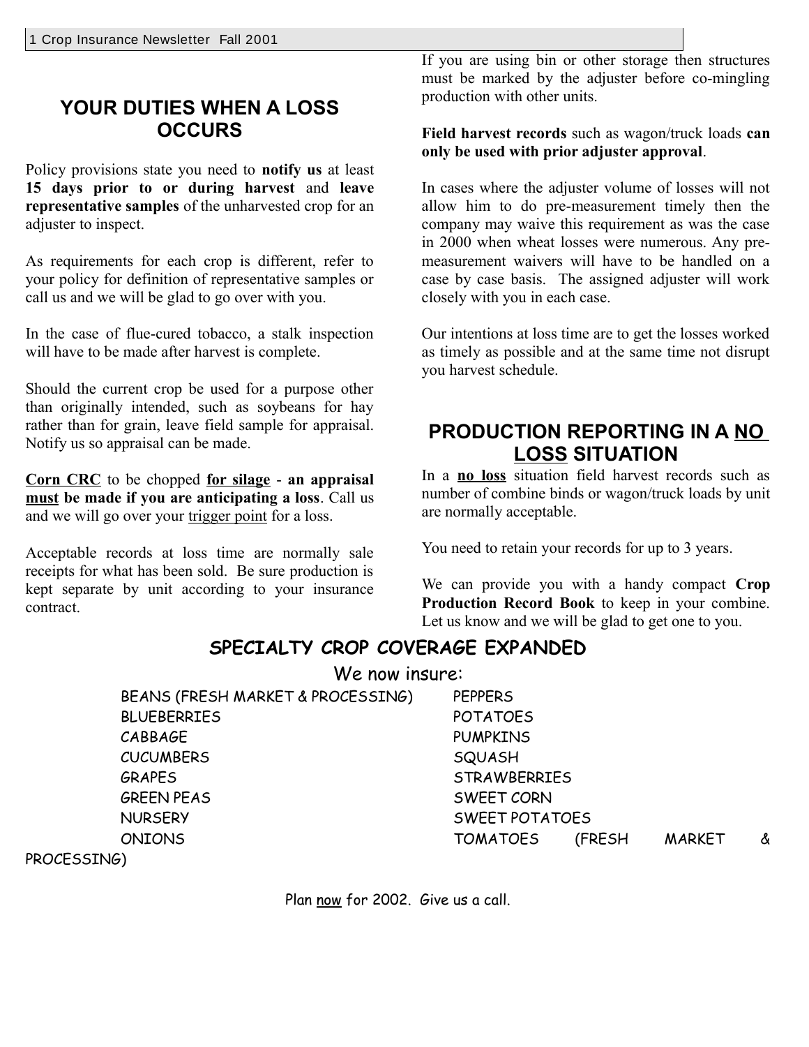## YOUR DUTIES WHEN A LOSS OCCURS

Policy provisions state you need to **notify us** at least **15 days prior to or during harvest** and **leave representative samples** of the unharvested crop for an adjuster to inspect.

As requirements for each crop is different, refer to your policy for definition of representative samples or call us and we will be glad to go over with you.

In the case of flue-cured tobacco, a stalk inspection will have to be made after harvest is complete.

Should the current crop be used for a purpose other than originally intended, such as soybeans for hay rather than for grain, leave field sample for appraisal. Notify us so appraisal can be made.

**Corn CRC** to be chopped **for silage** - **an appraisal must be made if you are anticipating a loss**. Call us and we will go over your trigger point for a loss.

Acceptable records at loss time are normally sale receipts for what has been sold. Be sure production is kept separate by unit according to your insurance contract.

If you are using bin or other storage then structures must be marked by the adjuster before co-mingling production with other units.

**Field harvest records** such as wagon/truck loads **can only be used with prior adjuster approval**.

In cases where the adjuster volume of losses will not allow him to do pre-measurement timely then the company may waive this requirement as was the case in 2000 when wheat losses were numerous. Any pre-measurement waivers will have to be handled on a case by case basis. The assigned adjuster will work closely with you in each case.

Our intentions at loss time are to get the losses worked as timely as possible and at the same time not disrupt you harvest schedule.

## PRODUCTION REPORTING IN A NO LOSS SITUATION

In a **no loss** situation field harvest records such as number of combine binds or wagon/truck loads by unit are normally acceptable.

You need to retain your records for up to 3 years.

We can provide you with a handy compact **Crop Production Record Book** to keep in your combine. Let us know and we will be glad to get one to you.

## SPECIALTY CROP COVERAGE EXPANDED

We now insure:

- BEANS (FRESH MARKET & PROCESSING)
- BLUEBERRIES
- CABBAGE
- CUCUMBERS
- GRAPES
- GREEN PEAS
- NURSERY
- ONIONS
- PEPPERS
- POTATOES
- PUMPKINS
- SQUASH
- STRAWBERRIES
- SWEET CORN
- SWEET POTATOES
- TOMATOES (FRESH MARKET & PROCESSING)

Plan now for 2002. Give us a call.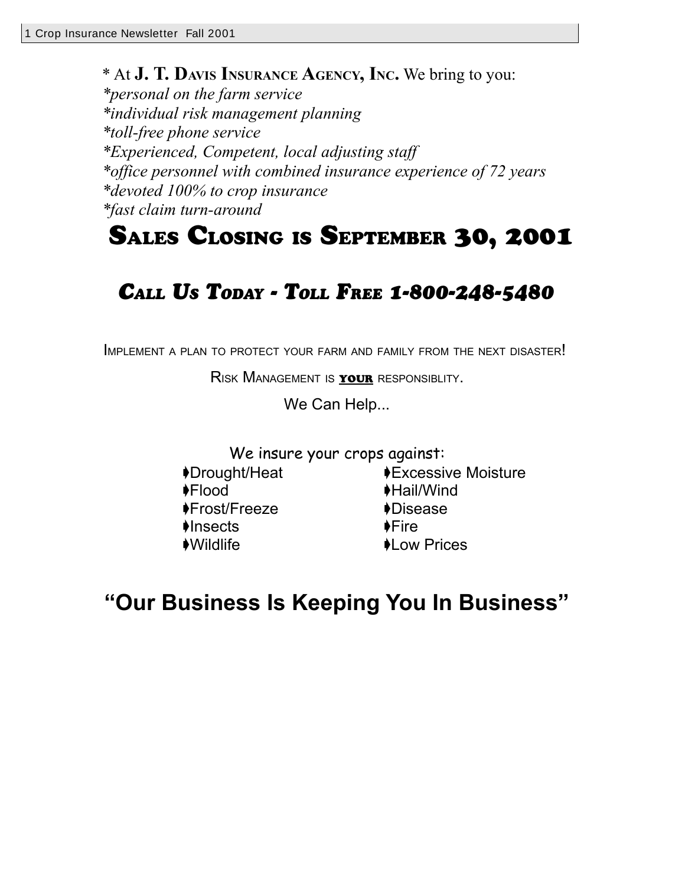\* At **J. T. Davis Insurance Agency, Inc.** We bring to you:
*\*personal on the farm service*
*\*individual risk management planning*
*\*toll-free phone service*
*\*Experienced, Competent, local adjusting staff*
*\*office personnel with combined insurance experience of 72 years*
*\*devoted 100% to crop insurance*
*\*fast claim turn-around*

# Sales Closing is September 30, 2001

## *Call Us Today - Toll Free 1-800-248-5480*

Implement a plan to protect your farm and family from the next disaster!

Risk Management is **<u>your</u>** responsiblity.

We Can Help...

We insure your crops against:

- Drought/Heat
- Excessive Moisture
- Flood
- Hail/Wind
- Frost/Freeze
- Disease
- Insects
- Fire
- Wildlife
- Low Prices

## "Our Business Is Keeping You In Business"